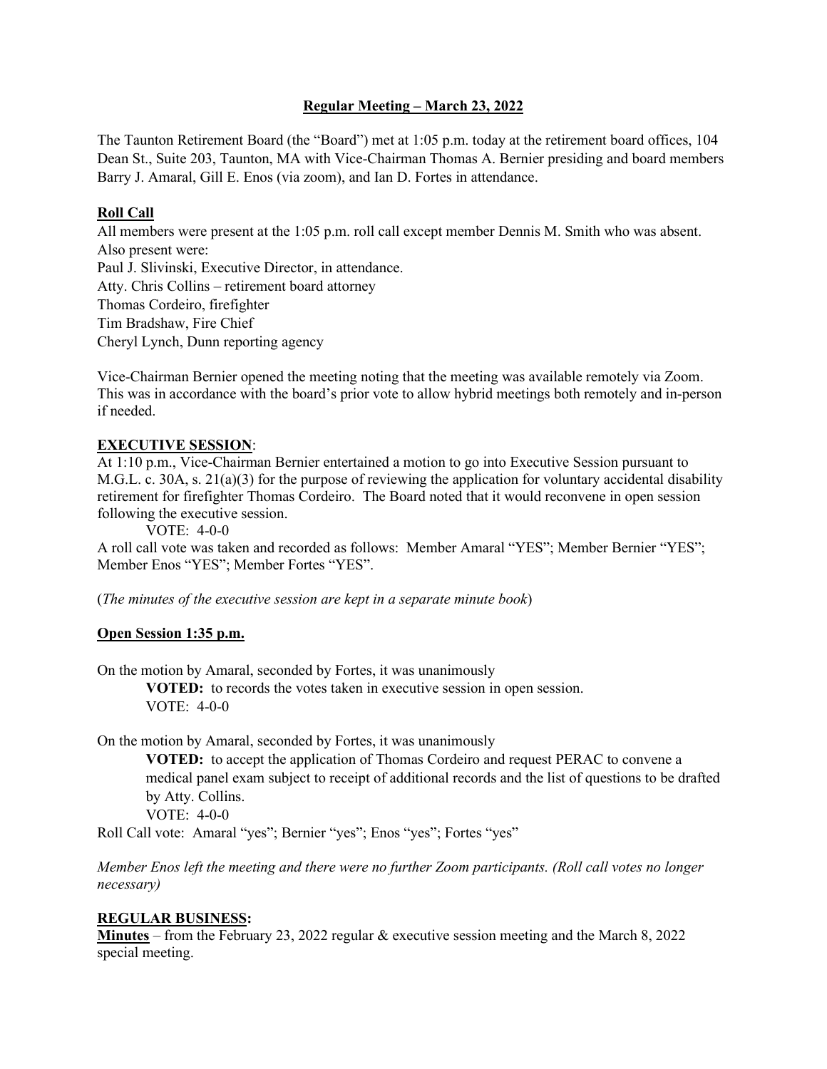# **Regular Meeting – March 23, 2022**

The Taunton Retirement Board (the "Board") met at 1:05 p.m. today at the retirement board offices, 104 Dean St., Suite 203, Taunton, MA with Vice-Chairman Thomas A. Bernier presiding and board members Barry J. Amaral, Gill E. Enos (via zoom), and Ian D. Fortes in attendance.

## **Roll Call**

All members were present at the 1:05 p.m. roll call except member Dennis M. Smith who was absent.
Also present were:
Paul J. Slivinski, Executive Director, in attendance.
Atty. Chris Collins – retirement board attorney
Thomas Cordeiro, firefighter
Tim Bradshaw, Fire Chief
Cheryl Lynch, Dunn reporting agency

Vice-Chairman Bernier opened the meeting noting that the meeting was available remotely via Zoom. This was in accordance with the board's prior vote to allow hybrid meetings both remotely and in-person if needed.

## **EXECUTIVE SESSION**:

At 1:10 p.m., Vice-Chairman Bernier entertained a motion to go into Executive Session pursuant to M.G.L. c. 30A, s. 21(a)(3) for the purpose of reviewing the application for voluntary accidental disability retirement for firefighter Thomas Cordeiro. The Board noted that it would reconvene in open session following the executive session.

VOTE: 4-0-0

A roll call vote was taken and recorded as follows: Member Amaral "YES"; Member Bernier "YES"; Member Enos "YES"; Member Fortes "YES".

(*The minutes of the executive session are kept in a separate minute book*)

## **Open Session 1:35 p.m.**

On the motion by Amaral, seconded by Fortes, it was unanimously

**VOTED:** to records the votes taken in executive session in open session.
VOTE: 4-0-0

On the motion by Amaral, seconded by Fortes, it was unanimously

**VOTED:** to accept the application of Thomas Cordeiro and request PERAC to convene a medical panel exam subject to receipt of additional records and the list of questions to be drafted by Atty. Collins.
VOTE: 4-0-0

Roll Call vote: Amaral "yes"; Bernier "yes"; Enos "yes"; Fortes "yes"

*Member Enos left the meeting and there were no further Zoom participants. (Roll call votes no longer necessary)*

## **REGULAR BUSINESS:**

**Minutes** – from the February 23, 2022 regular & executive session meeting and the March 8, 2022 special meeting.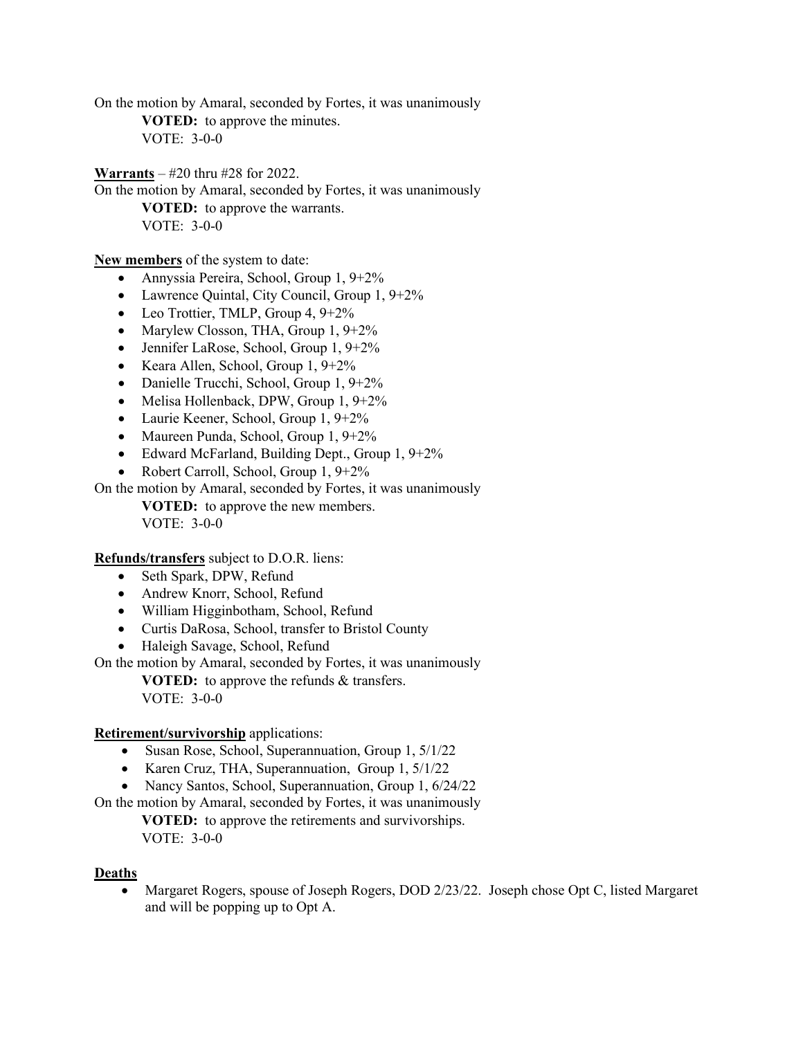On the motion by Amaral, seconded by Fortes, it was unanimously

**VOTED:** to approve the minutes.
VOTE: 3-0-0

**Warrants** – #20 thru #28 for 2022.

On the motion by Amaral, seconded by Fortes, it was unanimously

**VOTED:** to approve the warrants.
VOTE: 3-0-0

**New members** of the system to date:

- Annyssia Pereira, School, Group 1, 9+2%
- Lawrence Quintal, City Council, Group 1, 9+2%
- Leo Trottier, TMLP, Group 4, 9+2%
- Marylew Closson, THA, Group 1, 9+2%
- Jennifer LaRose, School, Group 1, 9+2%
- Keara Allen, School, Group 1, 9+2%
- Danielle Trucchi, School, Group 1, 9+2%
- Melisa Hollenback, DPW, Group 1, 9+2%
- Laurie Keener, School, Group 1, 9+2%
- Maureen Punda, School, Group 1, 9+2%
- Edward McFarland, Building Dept., Group 1, 9+2%
- Robert Carroll, School, Group 1, 9+2%

On the motion by Amaral, seconded by Fortes, it was unanimously

**VOTED:** to approve the new members.
VOTE: 3-0-0

**Refunds/transfers** subject to D.O.R. liens:

- Seth Spark, DPW, Refund
- Andrew Knorr, School, Refund
- William Higginbotham, School, Refund
- Curtis DaRosa, School, transfer to Bristol County
- Haleigh Savage, School, Refund

On the motion by Amaral, seconded by Fortes, it was unanimously

**VOTED:** to approve the refunds & transfers.
VOTE: 3-0-0

**Retirement/survivorship** applications:

- Susan Rose, School, Superannuation, Group 1, 5/1/22
- Karen Cruz, THA, Superannuation, Group 1, 5/1/22
- Nancy Santos, School, Superannuation, Group 1, 6/24/22

On the motion by Amaral, seconded by Fortes, it was unanimously

**VOTED:** to approve the retirements and survivorships.
VOTE: 3-0-0

**Deaths**

- Margaret Rogers, spouse of Joseph Rogers, DOD 2/23/22. Joseph chose Opt C, listed Margaret and will be popping up to Opt A.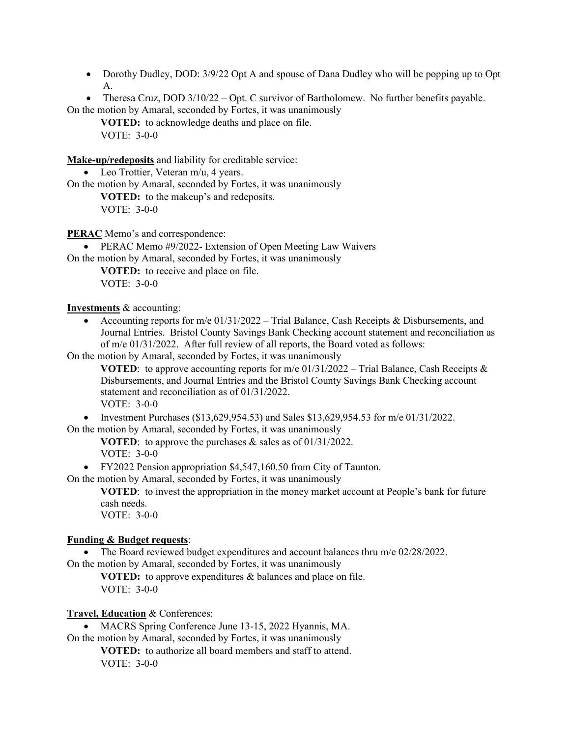- Dorothy Dudley, DOD: 3/9/22 Opt A and spouse of Dana Dudley who will be popping up to Opt A.
- Theresa Cruz, DOD 3/10/22 – Opt. C survivor of Bartholomew. No further benefits payable.

On the motion by Amaral, seconded by Fortes, it was unanimously

> **VOTED:** to acknowledge deaths and place on file.
> VOTE: 3-0-0

**Make-up/redeposits** and liability for creditable service:

- Leo Trottier, Veteran m/u, 4 years.

On the motion by Amaral, seconded by Fortes, it was unanimously

> **VOTED:** to the makeup's and redeposits.
> VOTE: 3-0-0

**PERAC** Memo's and correspondence:

- PERAC Memo #9/2022- Extension of Open Meeting Law Waivers

On the motion by Amaral, seconded by Fortes, it was unanimously

> **VOTED:** to receive and place on file.
> VOTE: 3-0-0

**Investments** & accounting:

- Accounting reports for m/e 01/31/2022 – Trial Balance, Cash Receipts & Disbursements, and Journal Entries. Bristol County Savings Bank Checking account statement and reconciliation as of m/e 01/31/2022. After full review of all reports, the Board voted as follows:

On the motion by Amaral, seconded by Fortes, it was unanimously

> **VOTED**: to approve accounting reports for m/e 01/31/2022 – Trial Balance, Cash Receipts & Disbursements, and Journal Entries and the Bristol County Savings Bank Checking account statement and reconciliation as of 01/31/2022.
> VOTE: 3-0-0

- Investment Purchases ($13,629,954.53) and Sales $13,629,954.53 for m/e 01/31/2022.

On the motion by Amaral, seconded by Fortes, it was unanimously

> **VOTED**: to approve the purchases & sales as of 01/31/2022.
> VOTE: 3-0-0

- FY2022 Pension appropriation $4,547,160.50 from City of Taunton.

On the motion by Amaral, seconded by Fortes, it was unanimously

> **VOTED**: to invest the appropriation in the money market account at People's bank for future cash needs.
> VOTE: 3-0-0

**Funding & Budget requests**:

- The Board reviewed budget expenditures and account balances thru m/e 02/28/2022.

On the motion by Amaral, seconded by Fortes, it was unanimously

> **VOTED:** to approve expenditures & balances and place on file.
> VOTE: 3-0-0

**Travel, Education** & Conferences:

- MACRS Spring Conference June 13-15, 2022 Hyannis, MA.

On the motion by Amaral, seconded by Fortes, it was unanimously

> **VOTED:** to authorize all board members and staff to attend.
> VOTE: 3-0-0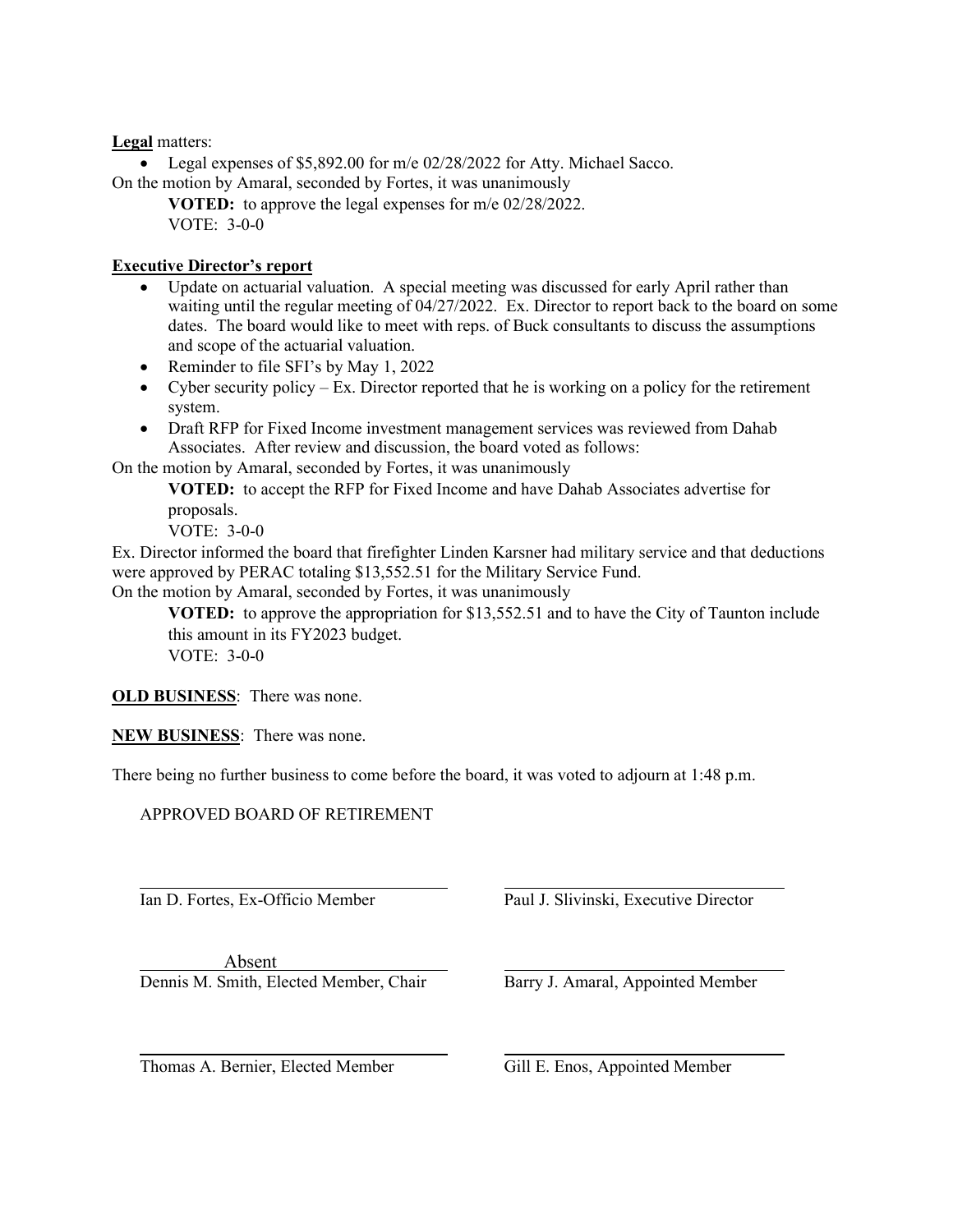**Legal** matters:

- Legal expenses of $5,892.00 for m/e 02/28/2022 for Atty. Michael Sacco.

On the motion by Amaral, seconded by Fortes, it was unanimously

**VOTED:** to approve the legal expenses for m/e 02/28/2022.
VOTE: 3-0-0

**Executive Director's report**

- Update on actuarial valuation. A special meeting was discussed for early April rather than waiting until the regular meeting of 04/27/2022. Ex. Director to report back to the board on some dates. The board would like to meet with reps. of Buck consultants to discuss the assumptions and scope of the actuarial valuation.
- Reminder to file SFI's by May 1, 2022
- Cyber security policy – Ex. Director reported that he is working on a policy for the retirement system.
- Draft RFP for Fixed Income investment management services was reviewed from Dahab Associates. After review and discussion, the board voted as follows:

On the motion by Amaral, seconded by Fortes, it was unanimously

**VOTED:** to accept the RFP for Fixed Income and have Dahab Associates advertise for proposals.
VOTE: 3-0-0

Ex. Director informed the board that firefighter Linden Karsner had military service and that deductions were approved by PERAC totaling $13,552.51 for the Military Service Fund.

On the motion by Amaral, seconded by Fortes, it was unanimously

**VOTED:** to approve the appropriation for $13,552.51 and to have the City of Taunton include this amount in its FY2023 budget.
VOTE: 3-0-0

**OLD BUSINESS**: There was none.

**NEW BUSINESS**: There was none.

There being no further business to come before the board, it was voted to adjourn at 1:48 p.m.

APPROVED BOARD OF RETIREMENT

Ian D. Fortes, Ex-Officio Member

Paul J. Slivinski, Executive Director

Absent
Dennis M. Smith, Elected Member, Chair

Barry J. Amaral, Appointed Member

Thomas A. Bernier, Elected Member

Gill E. Enos, Appointed Member